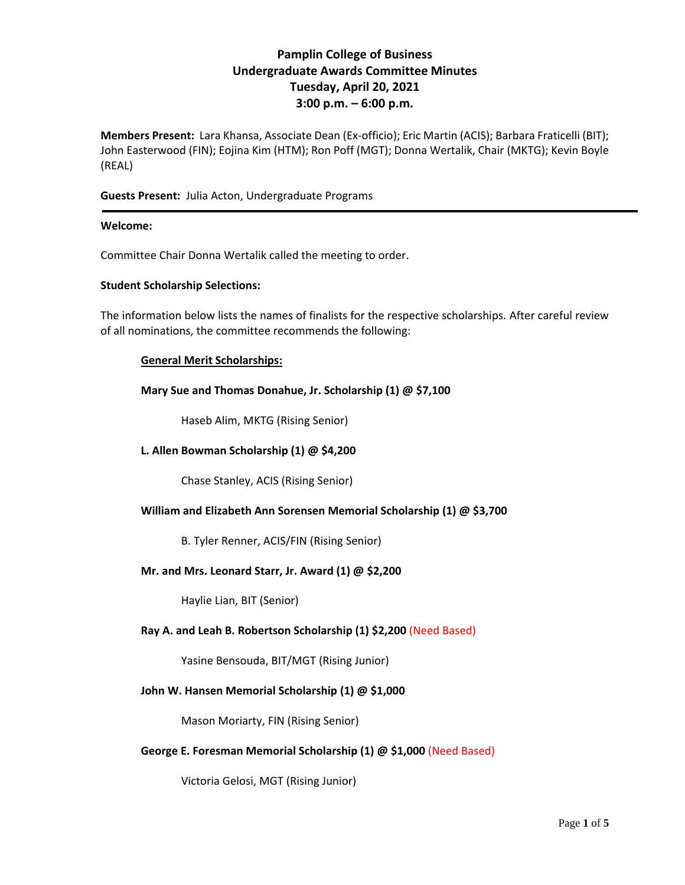# Pamplin College of Business
## Undergraduate Awards Committee Minutes
### Tuesday, April 20, 2021
### 3:00 p.m. – 6:00 p.m.

**Members Present:** Lara Khansa, Associate Dean (Ex-officio); Eric Martin (ACIS); Barbara Fraticelli (BIT); John Easterwood (FIN); Eojina Kim (HTM); Ron Poff (MGT); Donna Wertalik, Chair (MKTG); Kevin Boyle (REAL)

**Guests Present:** Julia Acton, Undergraduate Programs

---

**Welcome:**

Committee Chair Donna Wertalik called the meeting to order.

**Student Scholarship Selections:**

The information below lists the names of finalists for the respective scholarships. After careful review of all nominations, the committee recommends the following:

**General Merit Scholarships:**

**Mary Sue and Thomas Donahue, Jr. Scholarship (1) @ $7,100**

Haseb Alim, MKTG (Rising Senior)

**L. Allen Bowman Scholarship (1) @ $4,200**

Chase Stanley, ACIS (Rising Senior)

**William and Elizabeth Ann Sorensen Memorial Scholarship (1) @ $3,700**

B. Tyler Renner, ACIS/FIN (Rising Senior)

**Mr. and Mrs. Leonard Starr, Jr. Award (1) @ $2,200**

Haylie Lian, BIT (Senior)

**Ray A. and Leah B. Robertson Scholarship (1) $2,200** (Need Based)

Yasine Bensouda, BIT/MGT (Rising Junior)

**John W. Hansen Memorial Scholarship (1) @ $1,000**

Mason Moriarty, FIN (Rising Senior)

**George E. Foresman Memorial Scholarship (1) @ $1,000** (Need Based)

Victoria Gelosi, MGT (Rising Junior)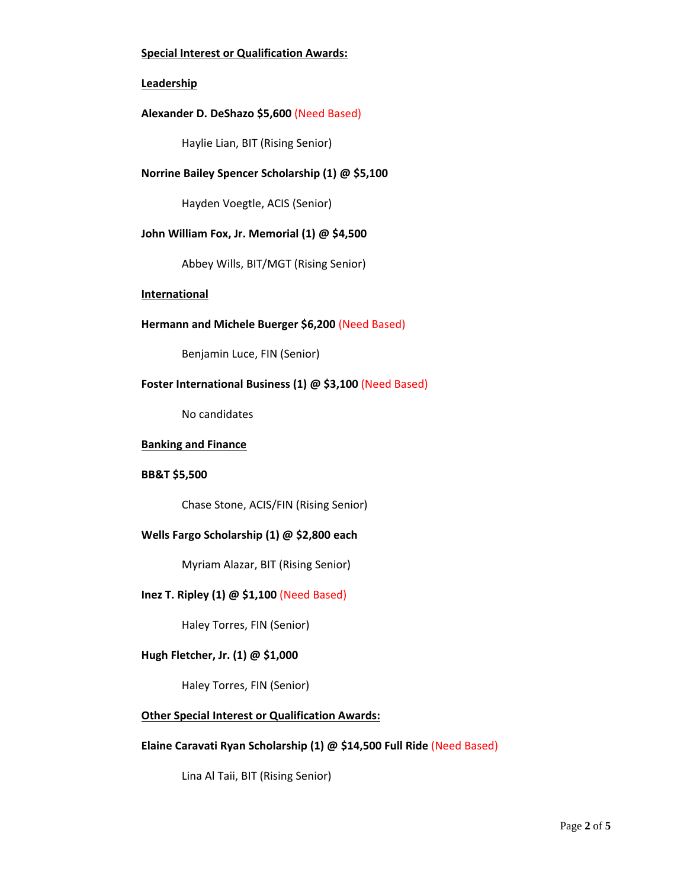**Special Interest or Qualification Awards:**

**Leadership**

**Alexander D. DeShazo $5,600** (Need Based)

Haylie Lian, BIT (Rising Senior)

**Norrine Bailey Spencer Scholarship (1) @ $5,100**

Hayden Voegtle, ACIS (Senior)

**John William Fox, Jr. Memorial (1) @ $4,500**

Abbey Wills, BIT/MGT (Rising Senior)

**International**

**Hermann and Michele Buerger $6,200** (Need Based)

Benjamin Luce, FIN (Senior)

**Foster International Business (1) @ $3,100** (Need Based)

No candidates

**Banking and Finance**

**BB&T $5,500**

Chase Stone, ACIS/FIN (Rising Senior)

**Wells Fargo Scholarship (1) @ $2,800 each**

Myriam Alazar, BIT (Rising Senior)

**Inez T. Ripley (1) @ $1,100** (Need Based)

Haley Torres, FIN (Senior)

**Hugh Fletcher, Jr. (1) @ $1,000**

Haley Torres, FIN (Senior)

**Other Special Interest or Qualification Awards:**

**Elaine Caravati Ryan Scholarship (1) @ $14,500 Full Ride** (Need Based)

Lina Al Taii, BIT (Rising Senior)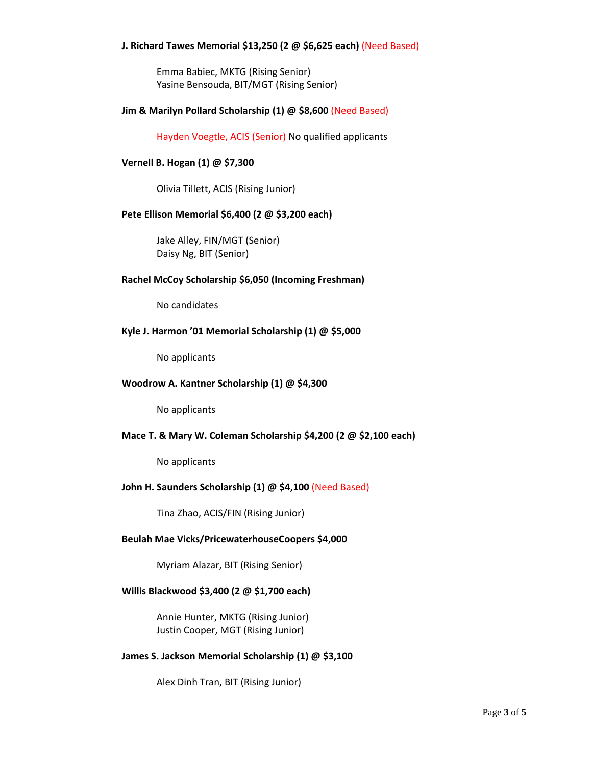**J. Richard Tawes Memorial $13,250 (2 @ $6,625 each)** (Need Based)

Emma Babiec, MKTG (Rising Senior)
Yasine Bensouda, BIT/MGT (Rising Senior)

**Jim & Marilyn Pollard Scholarship (1) @ $8,600** (Need Based)

Hayden Voegtle, ACIS (Senior) No qualified applicants

**Vernell B. Hogan (1) @ $7,300**

Olivia Tillett, ACIS (Rising Junior)

**Pete Ellison Memorial $6,400 (2 @ $3,200 each)**

Jake Alley, FIN/MGT (Senior)
Daisy Ng, BIT (Senior)

**Rachel McCoy Scholarship $6,050 (Incoming Freshman)**

No candidates

**Kyle J. Harmon '01 Memorial Scholarship (1) @ $5,000**

No applicants

**Woodrow A. Kantner Scholarship (1) @ $4,300**

No applicants

**Mace T. & Mary W. Coleman Scholarship $4,200 (2 @ $2,100 each)**

No applicants

**John H. Saunders Scholarship (1) @ $4,100** (Need Based)

Tina Zhao, ACIS/FIN (Rising Junior)

**Beulah Mae Vicks/PricewaterhouseCoopers $4,000**

Myriam Alazar, BIT (Rising Senior)

**Willis Blackwood $3,400 (2 @ $1,700 each)**

Annie Hunter, MKTG (Rising Junior)
Justin Cooper, MGT (Rising Junior)

**James S. Jackson Memorial Scholarship (1) @ $3,100**

Alex Dinh Tran, BIT (Rising Junior)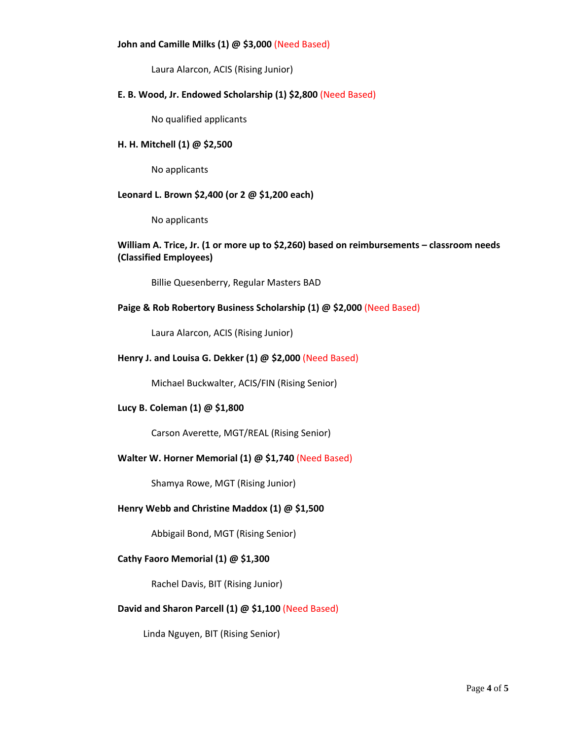**John and Camille Milks (1) @ $3,000** (Need Based)

Laura Alarcon, ACIS (Rising Junior)

**E. B. Wood, Jr. Endowed Scholarship (1) $2,800** (Need Based)

No qualified applicants

**H. H. Mitchell (1) @ $2,500**

No applicants

**Leonard L. Brown $2,400 (or 2 @ $1,200 each)**

No applicants

**William A. Trice, Jr. (1 or more up to $2,260) based on reimbursements – classroom needs (Classified Employees)**

Billie Quesenberry, Regular Masters BAD

**Paige & Rob Robertory Business Scholarship (1) @ $2,000** (Need Based)

Laura Alarcon, ACIS (Rising Junior)

**Henry J. and Louisa G. Dekker (1) @ $2,000** (Need Based)

Michael Buckwalter, ACIS/FIN (Rising Senior)

**Lucy B. Coleman (1) @ $1,800**

Carson Averette, MGT/REAL (Rising Senior)

**Walter W. Horner Memorial (1) @ $1,740** (Need Based)

Shamya Rowe, MGT (Rising Junior)

**Henry Webb and Christine Maddox (1) @ $1,500**

Abbigail Bond, MGT (Rising Senior)

**Cathy Faoro Memorial (1) @ $1,300**

Rachel Davis, BIT (Rising Junior)

**David and Sharon Parcell (1) @ $1,100** (Need Based)

Linda Nguyen, BIT (Rising Senior)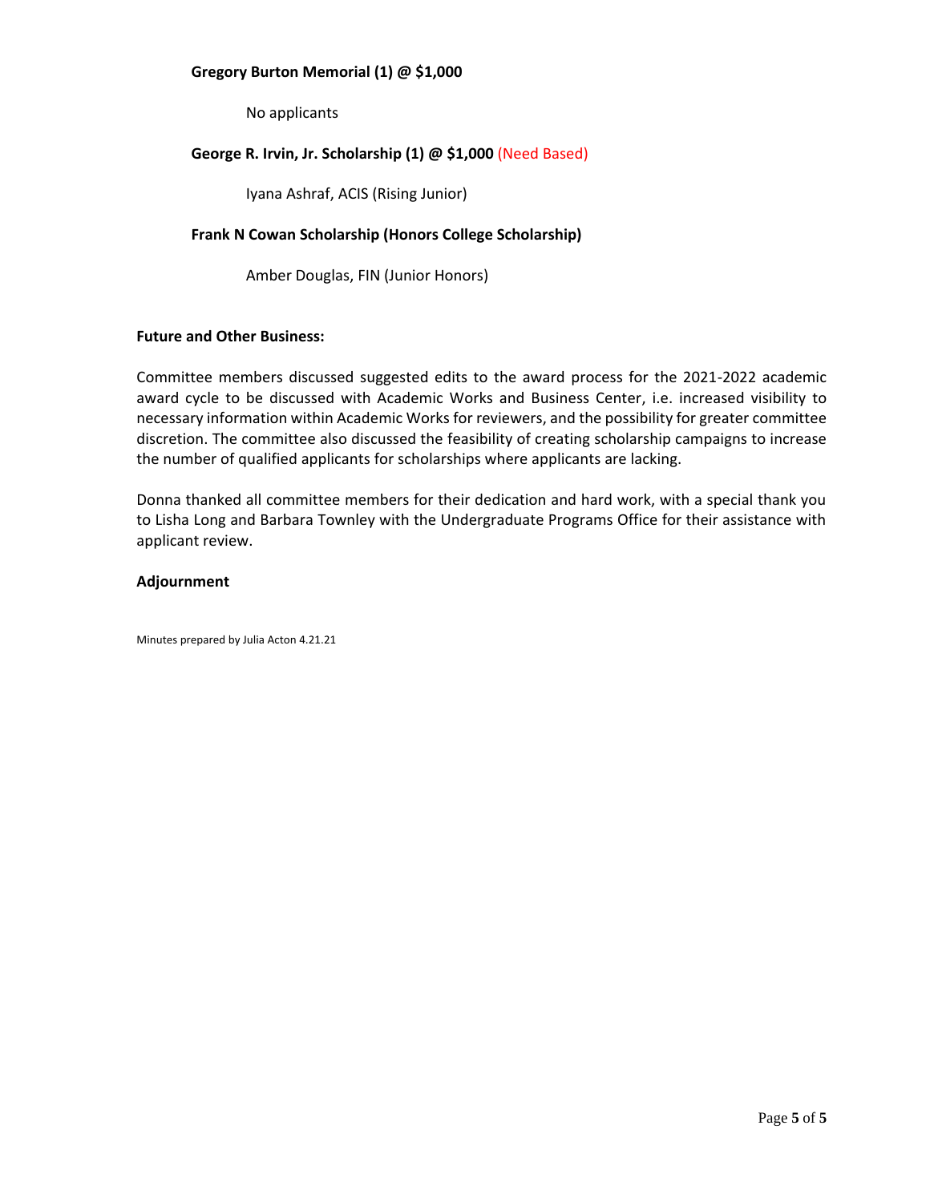**Gregory Burton Memorial (1) @ $1,000**

No applicants

**George R. Irvin, Jr. Scholarship (1) @ $1,000** (Need Based)

Iyana Ashraf, ACIS (Rising Junior)

**Frank N Cowan Scholarship (Honors College Scholarship)**

Amber Douglas, FIN (Junior Honors)

**Future and Other Business:**

Committee members discussed suggested edits to the award process for the 2021-2022 academic award cycle to be discussed with Academic Works and Business Center, i.e. increased visibility to necessary information within Academic Works for reviewers, and the possibility for greater committee discretion. The committee also discussed the feasibility of creating scholarship campaigns to increase the number of qualified applicants for scholarships where applicants are lacking.

Donna thanked all committee members for their dedication and hard work, with a special thank you to Lisha Long and Barbara Townley with the Undergraduate Programs Office for their assistance with applicant review.

**Adjournment**

Minutes prepared by Julia Acton 4.21.21